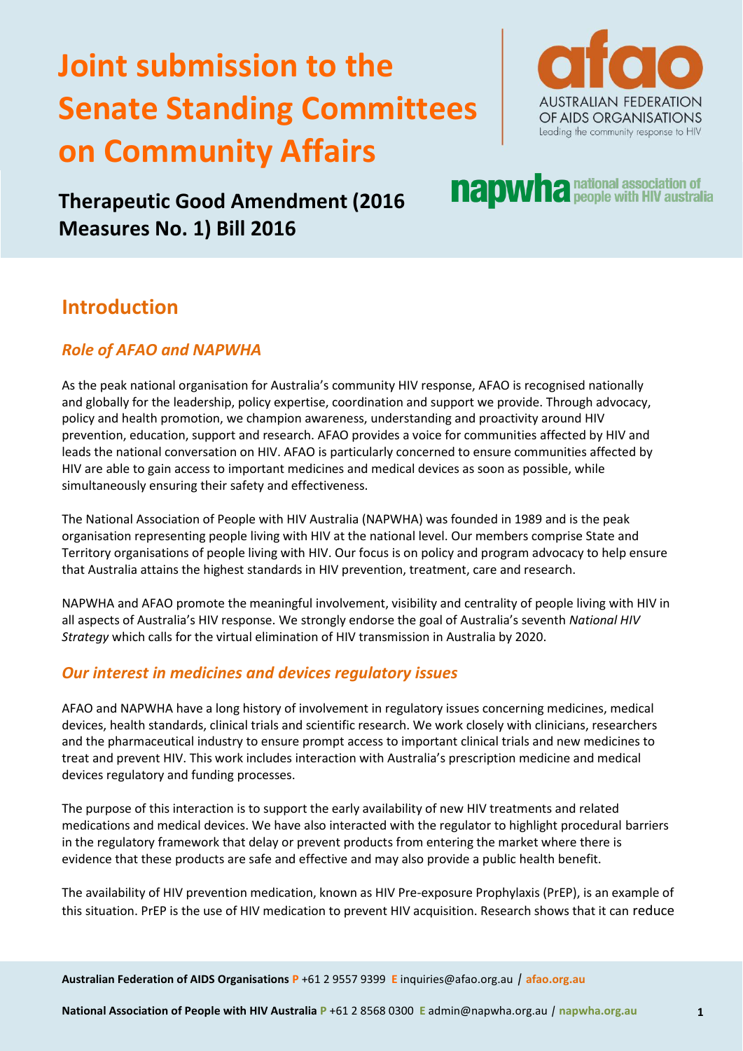# Joint submission to the Senate Standing Committees on Community Affairs

AUSTRALIAN FEDERATION OF AIDS ORGANISATIONS
Leading the community response to HIV

napwha national association of people with HIV australia

## Therapeutic Good Amendment (2016 Measures No. 1) Bill 2016

## Introduction

### *Role of AFAO and NAPWHA*

As the peak national organisation for Australia's community HIV response, AFAO is recognised nationally and globally for the leadership, policy expertise, coordination and support we provide. Through advocacy, policy and health promotion, we champion awareness, understanding and proactivity around HIV prevention, education, support and research. AFAO provides a voice for communities affected by HIV and leads the national conversation on HIV. AFAO is particularly concerned to ensure communities affected by HIV are able to gain access to important medicines and medical devices as soon as possible, while simultaneously ensuring their safety and effectiveness.

The National Association of People with HIV Australia (NAPWHA) was founded in 1989 and is the peak organisation representing people living with HIV at the national level. Our members comprise State and Territory organisations of people living with HIV. Our focus is on policy and program advocacy to help ensure that Australia attains the highest standards in HIV prevention, treatment, care and research.

NAPWHA and AFAO promote the meaningful involvement, visibility and centrality of people living with HIV in all aspects of Australia's HIV response. We strongly endorse the goal of Australia's seventh *National HIV Strategy* which calls for the virtual elimination of HIV transmission in Australia by 2020.

### *Our interest in medicines and devices regulatory issues*

AFAO and NAPWHA have a long history of involvement in regulatory issues concerning medicines, medical devices, health standards, clinical trials and scientific research. We work closely with clinicians, researchers and the pharmaceutical industry to ensure prompt access to important clinical trials and new medicines to treat and prevent HIV. This work includes interaction with Australia's prescription medicine and medical devices regulatory and funding processes.

The purpose of this interaction is to support the early availability of new HIV treatments and related medications and medical devices. We have also interacted with the regulator to highlight procedural barriers in the regulatory framework that delay or prevent products from entering the market where there is evidence that these products are safe and effective and may also provide a public health benefit.

The availability of HIV prevention medication, known as HIV Pre-exposure Prophylaxis (PrEP), is an example of this situation. PrEP is the use of HIV medication to prevent HIV acquisition. Research shows that it can reduce

**Australian Federation of AIDS Organisations** P +61 2 9557 9399 E inquiries@afao.org.au / afao.org.au

**National Association of People with HIV Australia** P +61 2 8568 0300 E admin@napwha.org.au / napwha.org.au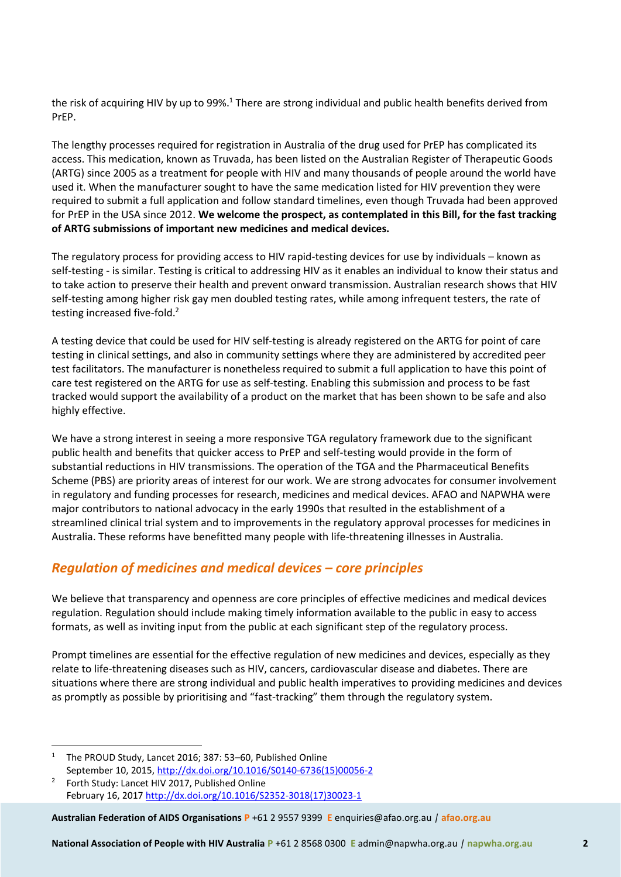the risk of acquiring HIV by up to 99%.[1] There are strong individual and public health benefits derived from PrEP.

The lengthy processes required for registration in Australia of the drug used for PrEP has complicated its access. This medication, known as Truvada, has been listed on the Australian Register of Therapeutic Goods (ARTG) since 2005 as a treatment for people with HIV and many thousands of people around the world have used it. When the manufacturer sought to have the same medication listed for HIV prevention they were required to submit a full application and follow standard timelines, even though Truvada had been approved for PrEP in the USA since 2012. **We welcome the prospect, as contemplated in this Bill, for the fast tracking of ARTG submissions of important new medicines and medical devices.**

The regulatory process for providing access to HIV rapid-testing devices for use by individuals – known as self-testing - is similar. Testing is critical to addressing HIV as it enables an individual to know their status and to take action to preserve their health and prevent onward transmission. Australian research shows that HIV self-testing among higher risk gay men doubled testing rates, while among infrequent testers, the rate of testing increased five-fold.[2]

A testing device that could be used for HIV self-testing is already registered on the ARTG for point of care testing in clinical settings, and also in community settings where they are administered by accredited peer test facilitators. The manufacturer is nonetheless required to submit a full application to have this point of care test registered on the ARTG for use as self-testing. Enabling this submission and process to be fast tracked would support the availability of a product on the market that has been shown to be safe and also highly effective.

We have a strong interest in seeing a more responsive TGA regulatory framework due to the significant public health and benefits that quicker access to PrEP and self-testing would provide in the form of substantial reductions in HIV transmissions. The operation of the TGA and the Pharmaceutical Benefits Scheme (PBS) are priority areas of interest for our work. We are strong advocates for consumer involvement in regulatory and funding processes for research, medicines and medical devices. AFAO and NAPWHA were major contributors to national advocacy in the early 1990s that resulted in the establishment of a streamlined clinical trial system and to improvements in the regulatory approval processes for medicines in Australia. These reforms have benefitted many people with life-threatening illnesses in Australia.

## *Regulation of medicines and medical devices – core principles*

We believe that transparency and openness are core principles of effective medicines and medical devices regulation. Regulation should include making timely information available to the public in easy to access formats, as well as inviting input from the public at each significant step of the regulatory process.

Prompt timelines are essential for the effective regulation of new medicines and devices, especially as they relate to life-threatening diseases such as HIV, cancers, cardiovascular disease and diabetes. There are situations where there are strong individual and public health imperatives to providing medicines and devices as promptly as possible by prioritising and "fast-tracking" them through the regulatory system.

---

[1] The PROUD Study, Lancet 2016; 387: 53–60, Published Online September 10, 2015, http://dx.doi.org/10.1016/S0140-6736(15)00056-2

[2] Forth Study: Lancet HIV 2017, Published Online February 16, 2017 http://dx.doi.org/10.1016/S2352-3018(17)30023-1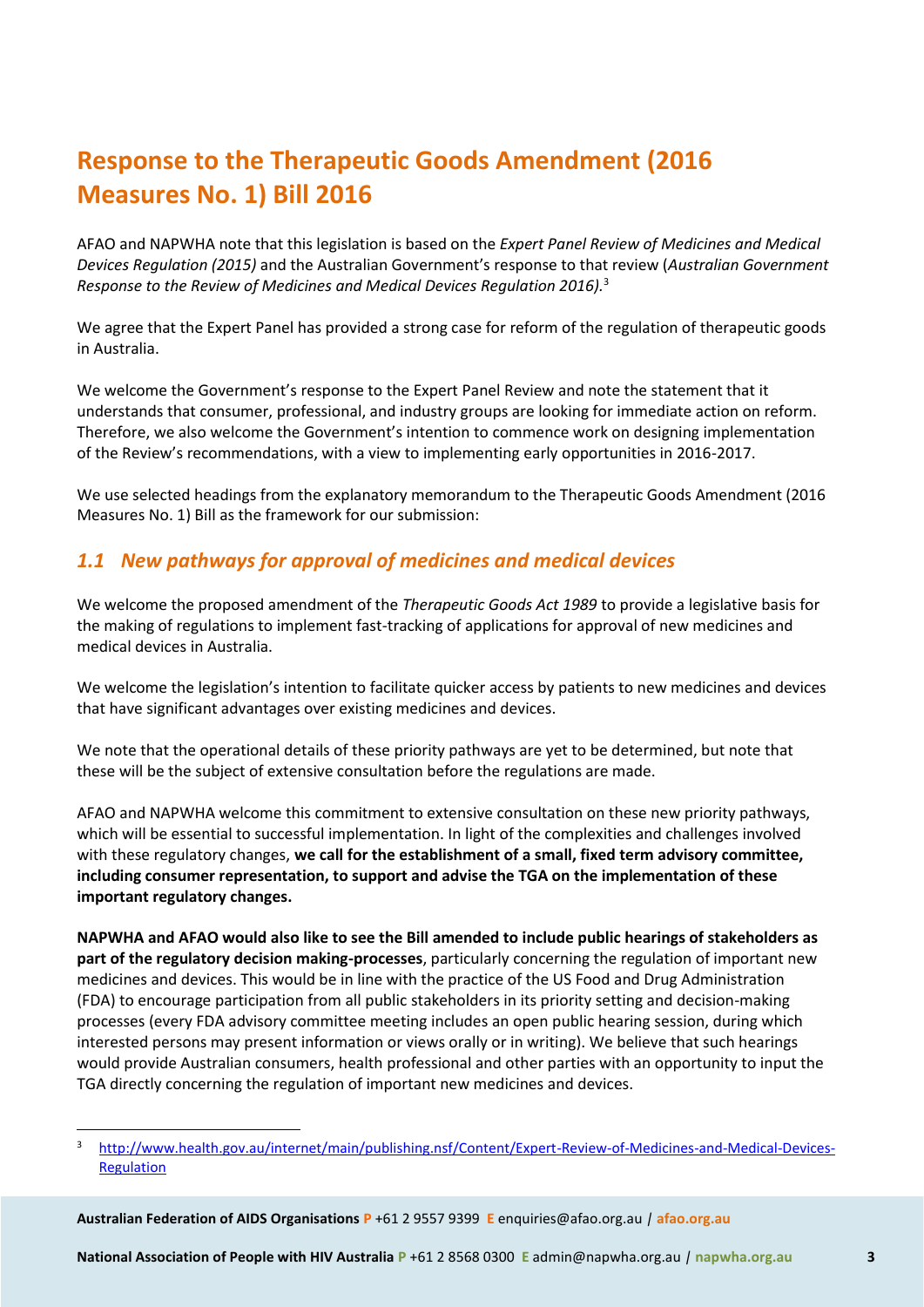# Response to the Therapeutic Goods Amendment (2016 Measures No. 1) Bill 2016

AFAO and NAPWHA note that this legislation is based on the *Expert Panel Review of Medicines and Medical Devices Regulation (2015)* and the Australian Government's response to that review (*Australian Government Response to the Review of Medicines and Medical Devices Regulation 2016).*[3]

We agree that the Expert Panel has provided a strong case for reform of the regulation of therapeutic goods in Australia.

We welcome the Government's response to the Expert Panel Review and note the statement that it understands that consumer, professional, and industry groups are looking for immediate action on reform. Therefore, we also welcome the Government's intention to commence work on designing implementation of the Review's recommendations, with a view to implementing early opportunities in 2016-2017.

We use selected headings from the explanatory memorandum to the Therapeutic Goods Amendment (2016 Measures No. 1) Bill as the framework for our submission:

## *1.1 New pathways for approval of medicines and medical devices*

We welcome the proposed amendment of the *Therapeutic Goods Act 1989* to provide a legislative basis for the making of regulations to implement fast-tracking of applications for approval of new medicines and medical devices in Australia.

We welcome the legislation's intention to facilitate quicker access by patients to new medicines and devices that have significant advantages over existing medicines and devices.

We note that the operational details of these priority pathways are yet to be determined, but note that these will be the subject of extensive consultation before the regulations are made.

AFAO and NAPWHA welcome this commitment to extensive consultation on these new priority pathways, which will be essential to successful implementation. In light of the complexities and challenges involved with these regulatory changes, **we call for the establishment of a small, fixed term advisory committee, including consumer representation, to support and advise the TGA on the implementation of these important regulatory changes.**

**NAPWHA and AFAO would also like to see the Bill amended to include public hearings of stakeholders as part of the regulatory decision making-processes**, particularly concerning the regulation of important new medicines and devices. This would be in line with the practice of the US Food and Drug Administration (FDA) to encourage participation from all public stakeholders in its priority setting and decision-making processes (every FDA advisory committee meeting includes an open public hearing session, during which interested persons may present information or views orally or in writing). We believe that such hearings would provide Australian consumers, health professional and other parties with an opportunity to input the TGA directly concerning the regulation of important new medicines and devices.

[3] http://www.health.gov.au/internet/main/publishing.nsf/Content/Expert-Review-of-Medicines-and-Medical-Devices-Regulation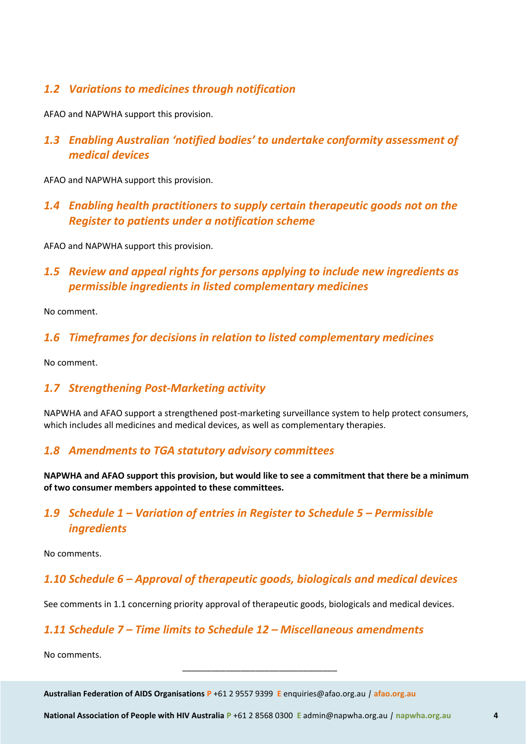### *1.2 Variations to medicines through notification*

AFAO and NAPWHA support this provision.

### *1.3 Enabling Australian 'notified bodies' to undertake conformity assessment of medical devices*

AFAO and NAPWHA support this provision.

### *1.4 Enabling health practitioners to supply certain therapeutic goods not on the Register to patients under a notification scheme*

AFAO and NAPWHA support this provision.

### *1.5 Review and appeal rights for persons applying to include new ingredients as permissible ingredients in listed complementary medicines*

No comment.

### *1.6 Timeframes for decisions in relation to listed complementary medicines*

No comment.

### *1.7 Strengthening Post-Marketing activity*

NAPWHA and AFAO support a strengthened post-marketing surveillance system to help protect consumers, which includes all medicines and medical devices, as well as complementary therapies.

### *1.8 Amendments to TGA statutory advisory committees*

**NAPWHA and AFAO support this provision, but would like to see a commitment that there be a minimum of two consumer members appointed to these committees.**

### *1.9 Schedule 1 – Variation of entries in Register to Schedule 5 – Permissible ingredients*

No comments.

### *1.10 Schedule 6 – Approval of therapeutic goods, biologicals and medical devices*

See comments in 1.1 concerning priority approval of therapeutic goods, biologicals and medical devices.

### *1.11 Schedule 7 – Time limits to Schedule 12 – Miscellaneous amendments*

No comments.

---

**Australian Federation of AIDS Organisations** **P** +61 2 9557 9399 **E** enquiries@afao.org.au / **afao.org.au**

**National Association of People with HIV Australia** **P** +61 2 8568 0300 **E** admin@napwha.org.au / **napwha.org.au**